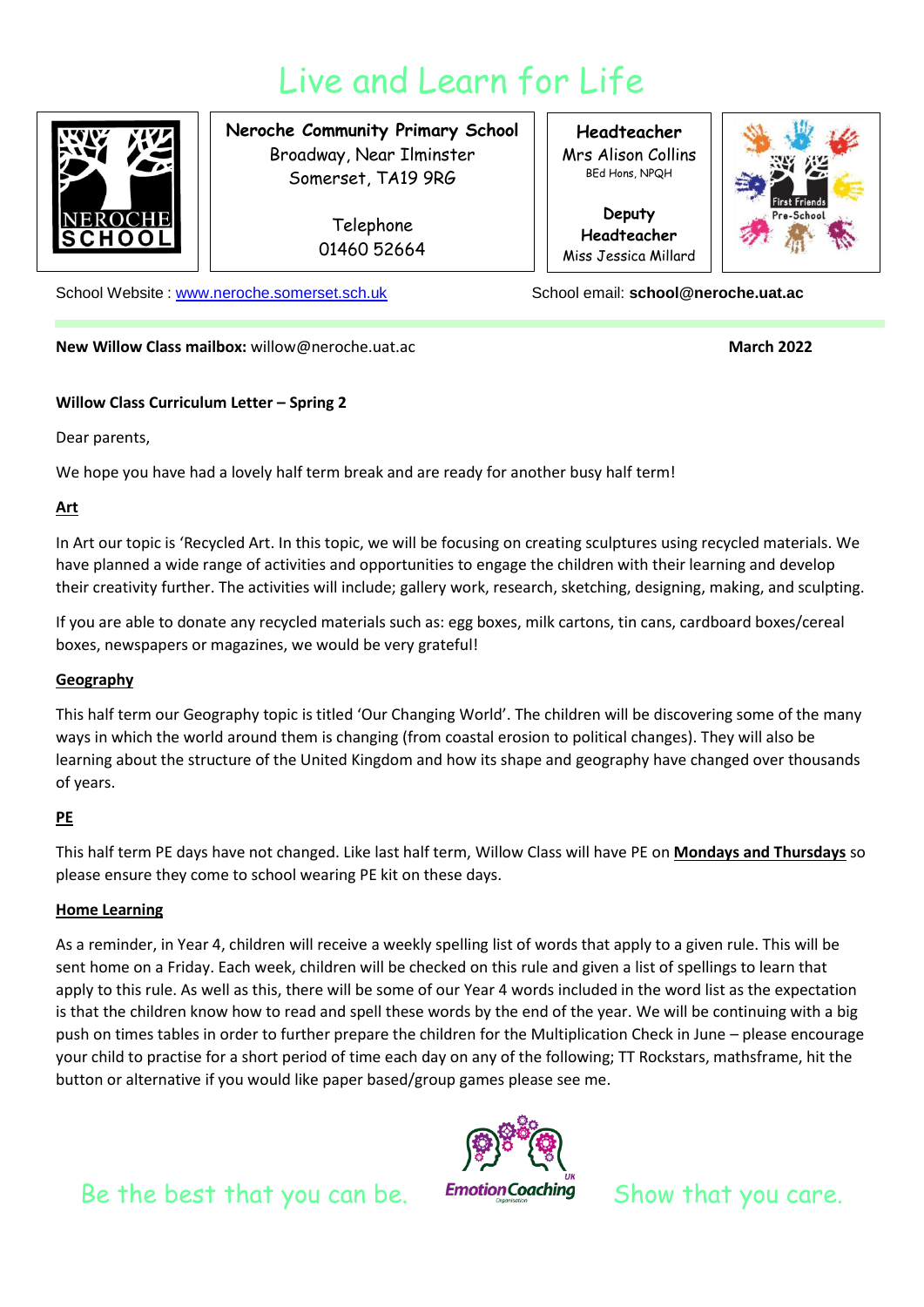# Live and Learn for Life

**Neroche Community Primary School**
Broadway, Near Ilminster
Somerset, TA19 9RG

Telephone
01460 52664

**Headteacher**
Mrs Alison Collins
BEd Hons, NPQH

**Deputy Headteacher**
Miss Jessica Millard

School Website : [www.neroche.somerset.sch.uk](http://www.neroche.somerset.sch.uk)

School email: **school@neroche.uat.ac**

**New Willow Class mailbox:** willow@neroche.uat.ac

**March 2022**

**Willow Class Curriculum Letter – Spring 2**

Dear parents,

We hope you have had a lovely half term break and are ready for another busy half term!

## Art

In Art our topic is 'Recycled Art. In this topic, we will be focusing on creating sculptures using recycled materials. We have planned a wide range of activities and opportunities to engage the children with their learning and develop their creativity further. The activities will include; gallery work, research, sketching, designing, making, and sculpting.

If you are able to donate any recycled materials such as: egg boxes, milk cartons, tin cans, cardboard boxes/cereal boxes, newspapers or magazines, we would be very grateful!

## Geography

This half term our Geography topic is titled 'Our Changing World'. The children will be discovering some of the many ways in which the world around them is changing (from coastal erosion to political changes). They will also be learning about the structure of the United Kingdom and how its shape and geography have changed over thousands of years.

## PE

This half term PE days have not changed. Like last half term, Willow Class will have PE on **Mondays and Thursdays** so please ensure they come to school wearing PE kit on these days.

## Home Learning

As a reminder, in Year 4, children will receive a weekly spelling list of words that apply to a given rule. This will be sent home on a Friday. Each week, children will be checked on this rule and given a list of spellings to learn that apply to this rule. As well as this, there will be some of our Year 4 words included in the word list as the expectation is that the children know how to read and spell these words by the end of the year. We will be continuing with a big push on times tables in order to further prepare the children for the Multiplication Check in June – please encourage your child to practise for a short period of time each day on any of the following; TT Rockstars, mathsframe, hit the button or alternative if you would like paper based/group games please see me.

Be the best that you can be. Show that you care.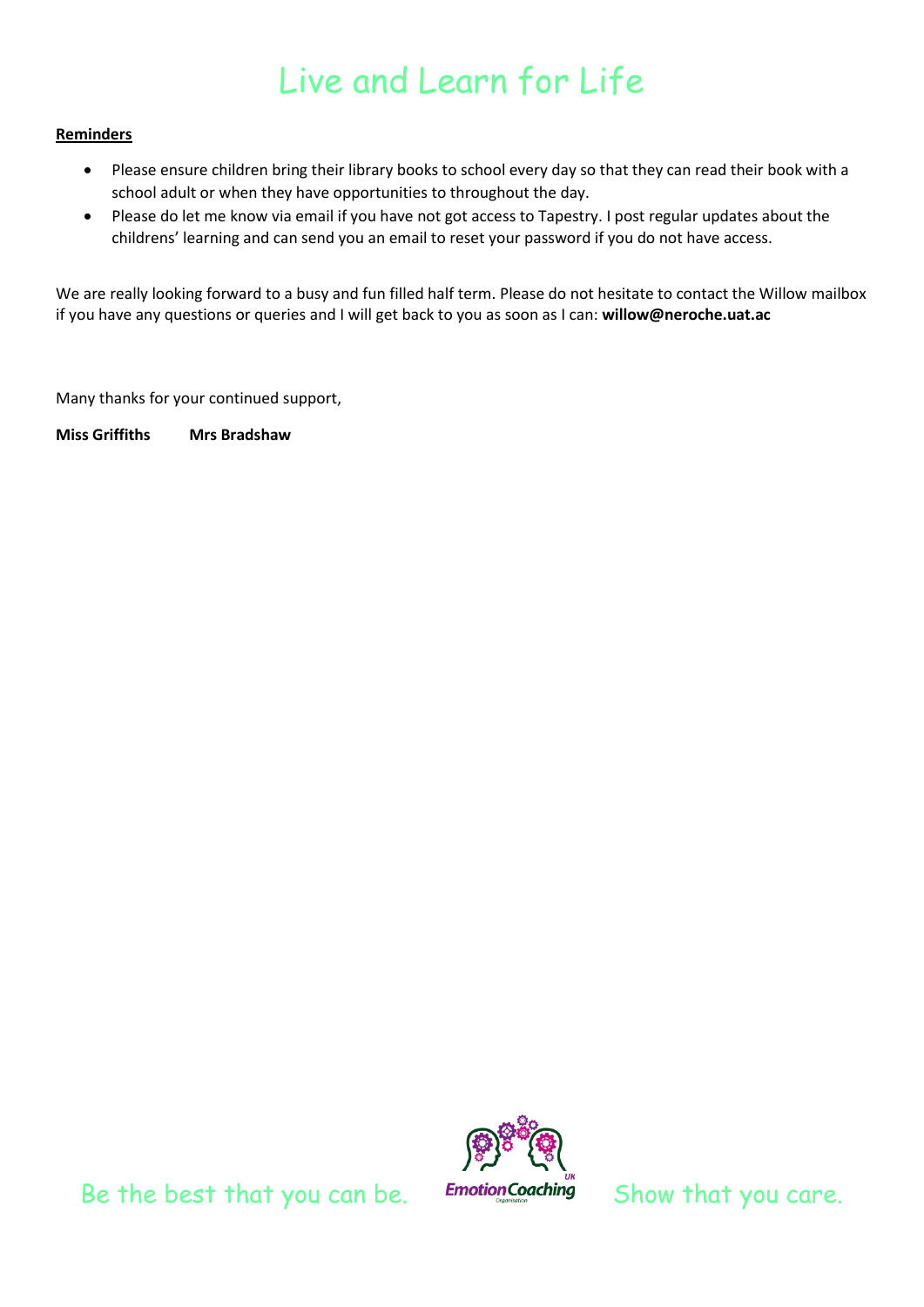# Live and Learn for Life

**Reminders**

- Please ensure children bring their library books to school every day so that they can read their book with a school adult or when they have opportunities to throughout the day.
- Please do let me know via email if you have not got access to Tapestry. I post regular updates about the childrens' learning and can send you an email to reset your password if you do not have access.

We are really looking forward to a busy and fun filled half term. Please do not hesitate to contact the Willow mailbox if you have any questions or queries and I will get back to you as soon as I can: **willow@neroche.uat.ac**

Many thanks for your continued support,

**Miss Griffiths** **Mrs Bradshaw**

Be the best that you can be. Show that you care.